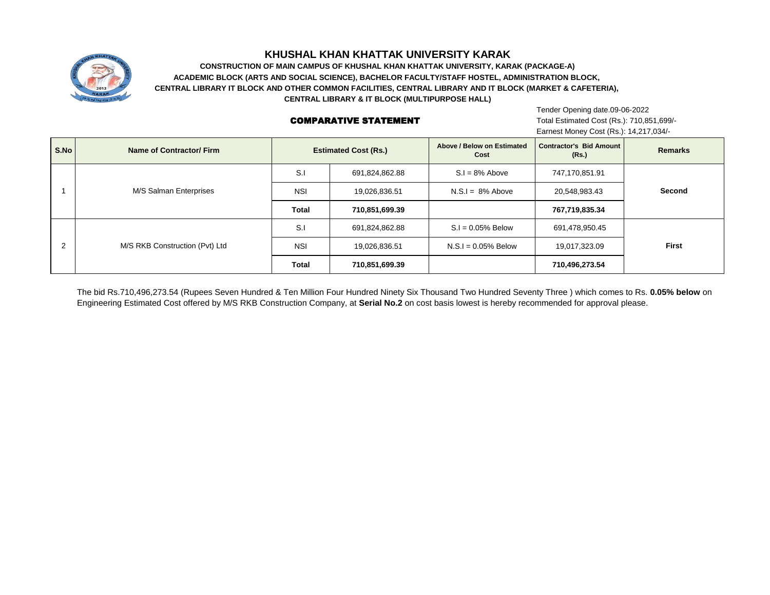# KHUSHAL KHAN KHATTAK UNIVERSITY KARAK

**CONSTRUCTION OF MAIN CAMPUS OF KHUSHAL KHAN KHATTAK UNIVERSITY, KARAK (PACKAGE-A)**
**ACADEMIC BLOCK (ARTS AND SOCIAL SCIENCE), BACHELOR FACULTY/STAFF HOSTEL, ADMINISTRATION BLOCK,**
**CENTRAL LIBRARY IT BLOCK AND OTHER COMMON FACILITIES, CENTRAL LIBRARY AND IT BLOCK (MARKET & CAFETERIA),**
**CENTRAL LIBRARY & IT BLOCK (MULTIPURPOSE HALL)**

## COMPARATIVE STATEMENT

Tender Opening date.09-06-2022
Total Estimated Cost (Rs.): 710,851,699/-
Earnest Money Cost (Rs.): 14,217,034/-

| S.No | Name of Contractor/ Firm | Estimated Cost (Rs.) | | Above / Below on Estimated Cost | Contractor's Bid Amount (Rs.) | Remarks |
|---|---|---|---|---|---|---|
| 1 | M/S Salman Enterprises | S.I | 691,824,862.88 | S.I = 8% Above | 747,170,851.91 | **Second** |
| | | NSI | 19,026,836.51 | N.S.I = 8% Above | 20,548,983.43 | |
| | | **Total** | **710,851,699.39** | | **767,719,835.34** | |
| 2 | M/S RKB Construction (Pvt) Ltd | S.I | 691,824,862.88 | S.I = 0.05% Below | 691,478,950.45 | **First** |
| | | NSI | 19,026,836.51 | N.S.I = 0.05% Below | 19,017,323.09 | |
| | | **Total** | **710,851,699.39** | | **710,496,273.54** | |

The bid Rs.710,496,273.54 (Rupees Seven Hundred & Ten Million Four Hundred Ninety Six Thousand Two Hundred Seventy Three ) which comes to Rs. **0.05% below** on Engineering Estimated Cost offered by M/S RKB Construction Company, at **Serial No.2** on cost basis lowest is hereby recommended for approval please.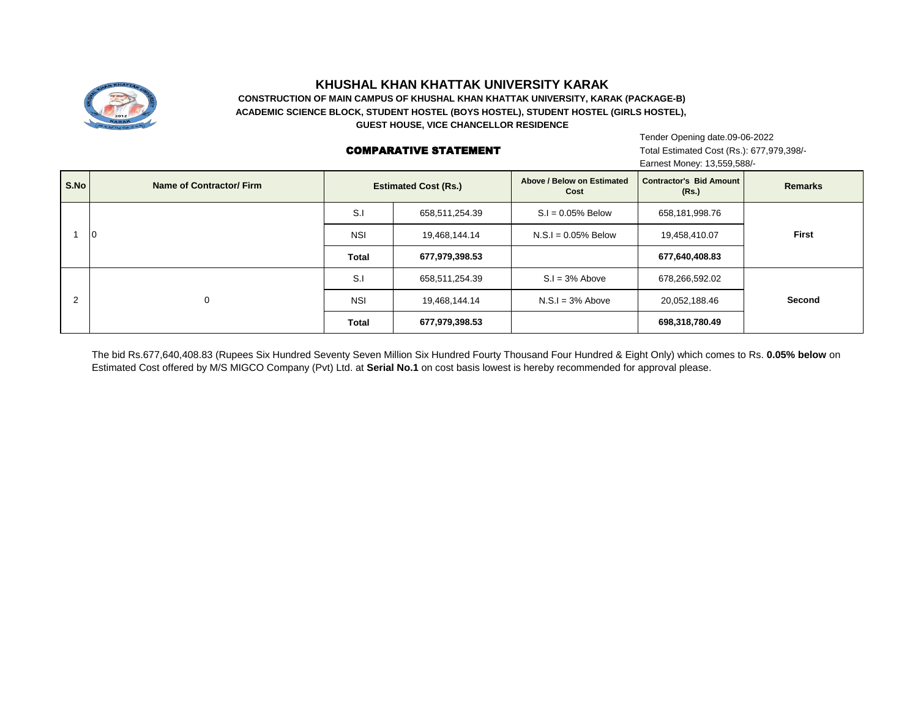# KHUSHAL KHAN KHATTAK UNIVERSITY KARAK

**CONSTRUCTION OF MAIN CAMPUS OF KHUSHAL KHAN KHATTAK UNIVERSITY, KARAK (PACKAGE-B)**
**ACADEMIC SCIENCE BLOCK, STUDENT HOSTEL (BOYS HOSTEL), STUDENT HOSTEL (GIRLS HOSTEL),**
**GUEST HOUSE, VICE CHANCELLOR RESIDENCE**

Tender Opening date.09-06-2022
Total Estimated Cost (Rs.): 677,979,398/-
Earnest Money: 13,559,588/-

## COMPARATIVE STATEMENT

| S.No | Name of Contractor/ Firm | Estimated Cost (Rs.) | | Above / Below on Estimated Cost | Contractor's Bid Amount (Rs.) | Remarks |
|---|---|---|---|---|---|---|
| 1 | 0 | S.I | 658,511,254.39 | S.I = 0.05% Below | 658,181,998.76 | **First** |
| | | NSI | 19,468,144.14 | N.S.I = 0.05% Below | 19,458,410.07 | |
| | | **Total** | **677,979,398.53** | | **677,640,408.83** | |
| 2 | 0 | S.I | 658,511,254.39 | S.I = 3% Above | 678,266,592.02 | **Second** |
| | | NSI | 19,468,144.14 | N.S.I = 3% Above | 20,052,188.46 | |
| | | **Total** | **677,979,398.53** | | **698,318,780.49** | |

The bid Rs.677,640,408.83 (Rupees Six Hundred Seventy Seven Million Six Hundred Fourty Thousand Four Hundred & Eight Only) which comes to Rs. **0.05% below** on Estimated Cost offered by M/S MIGCO Company (Pvt) Ltd. at **Serial No.1** on cost basis lowest is hereby recommended for approval please.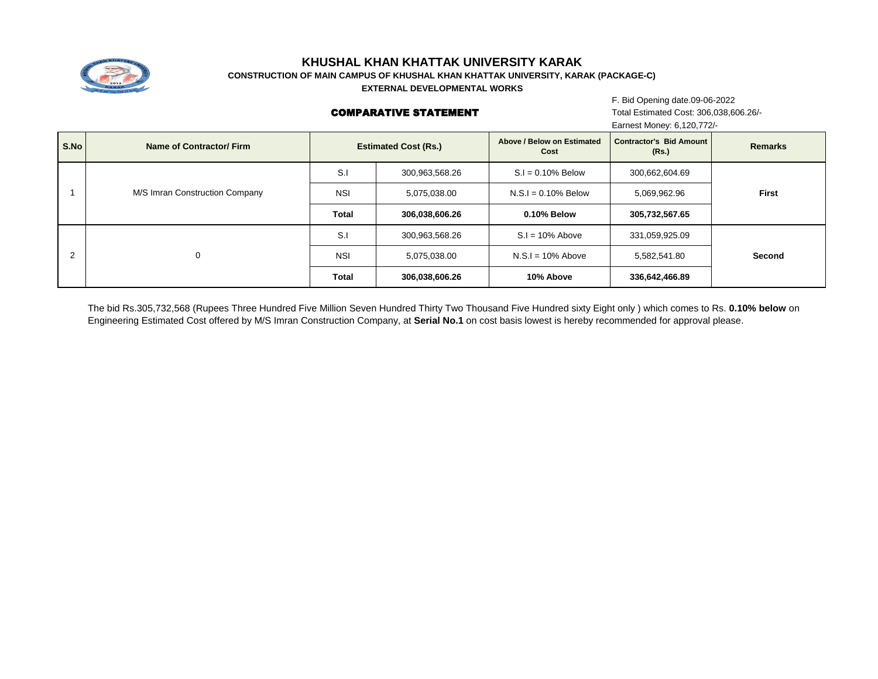# KHUSHAL KHAN KHATTAK UNIVERSITY KARAK

**CONSTRUCTION OF MAIN CAMPUS OF KHUSHAL KHAN KHATTAK UNIVERSITY, KARAK (PACKAGE-C)**

**EXTERNAL DEVELOPMENTAL WORKS**

## COMPARATIVE STATEMENT

F. Bid Opening date.09-06-2022
Total Estimated Cost: 306,038,606.26/-
Earnest Money: 6,120,772/-

| S.No | Name of Contractor/ Firm | Estimated Cost (Rs.) | | Above / Below on Estimated Cost | Contractor's Bid Amount (Rs.) | Remarks |
|---|---|---|---|---|---|---|
| 1 | M/S Imran Construction Company | S.I | 300,963,568.26 | S.I = 0.10% Below | 300,662,604.69 | First |
| | | NSI | 5,075,038.00 | N.S.I = 0.10% Below | 5,069,962.96 | |
| | | **Total** | **306,038,606.26** | **0.10% Below** | **305,732,567.65** | |
| 2 | 0 | S.I | 300,963,568.26 | S.I = 10% Above | 331,059,925.09 | Second |
| | | NSI | 5,075,038.00 | N.S.I = 10% Above | 5,582,541.80 | |
| | | **Total** | **306,038,606.26** | **10% Above** | **336,642,466.89** | |

The bid Rs.305,732,568 (Rupees Three Hundred Five Million Seven Hundred Thirty Two Thousand Five Hundred sixty Eight only ) which comes to Rs. **0.10% below** on Engineering Estimated Cost offered by M/S Imran Construction Company, at **Serial No.1** on cost basis lowest is hereby recommended for approval please.